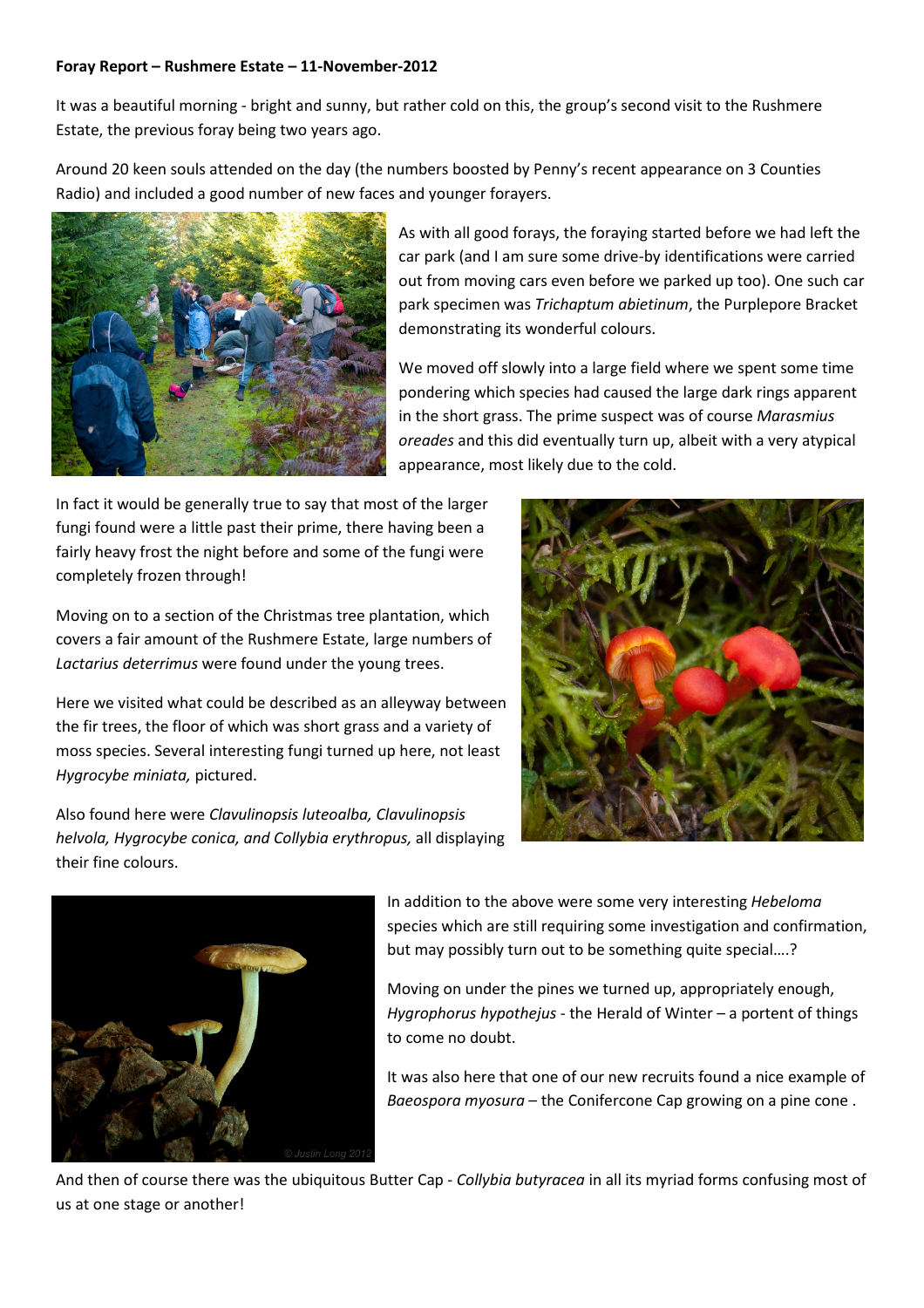**Foray Report – Rushmere Estate – 11-November-2012**

It was a beautiful morning - bright and sunny, but rather cold on this, the group's second visit to the Rushmere Estate, the previous foray being two years ago.

Around 20 keen souls attended on the day (the numbers boosted by Penny's recent appearance on 3 Counties Radio) and included a good number of new faces and younger forayers.

As with all good forays, the foraying started before we had left the car park (and I am sure some drive-by identifications were carried out from moving cars even before we parked up too). One such car park specimen was *Trichaptum abietinum*, the Purplepore Bracket demonstrating its wonderful colours.

We moved off slowly into a large field where we spent some time pondering which species had caused the large dark rings apparent in the short grass. The prime suspect was of course *Marasmius oreades* and this did eventually turn up, albeit with a very atypical appearance, most likely due to the cold.

In fact it would be generally true to say that most of the larger fungi found were a little past their prime, there having been a fairly heavy frost the night before and some of the fungi were completely frozen through!

Moving on to a section of the Christmas tree plantation, which covers a fair amount of the Rushmere Estate, large numbers of *Lactarius deterrimus* were found under the young trees.

Here we visited what could be described as an alleyway between the fir trees, the floor of which was short grass and a variety of moss species. Several interesting fungi turned up here, not least *Hygrocybe miniata,* pictured.

Also found here were *Clavulinopsis luteoalba, Clavulinopsis helvola, Hygrocybe conica, and Collybia erythropus,* all displaying their fine colours.

In addition to the above were some very interesting *Hebeloma* species which are still requiring some investigation and confirmation, but may possibly turn out to be something quite special….?

Moving on under the pines we turned up, appropriately enough, *Hygrophorus hypothejus* - the Herald of Winter – a portent of things to come no doubt.

It was also here that one of our new recruits found a nice example of *Baeospora myosura* – the Conifercone Cap growing on a pine cone .

And then of course there was the ubiquitous Butter Cap - *Collybia butyracea* in all its myriad forms confusing most of us at one stage or another!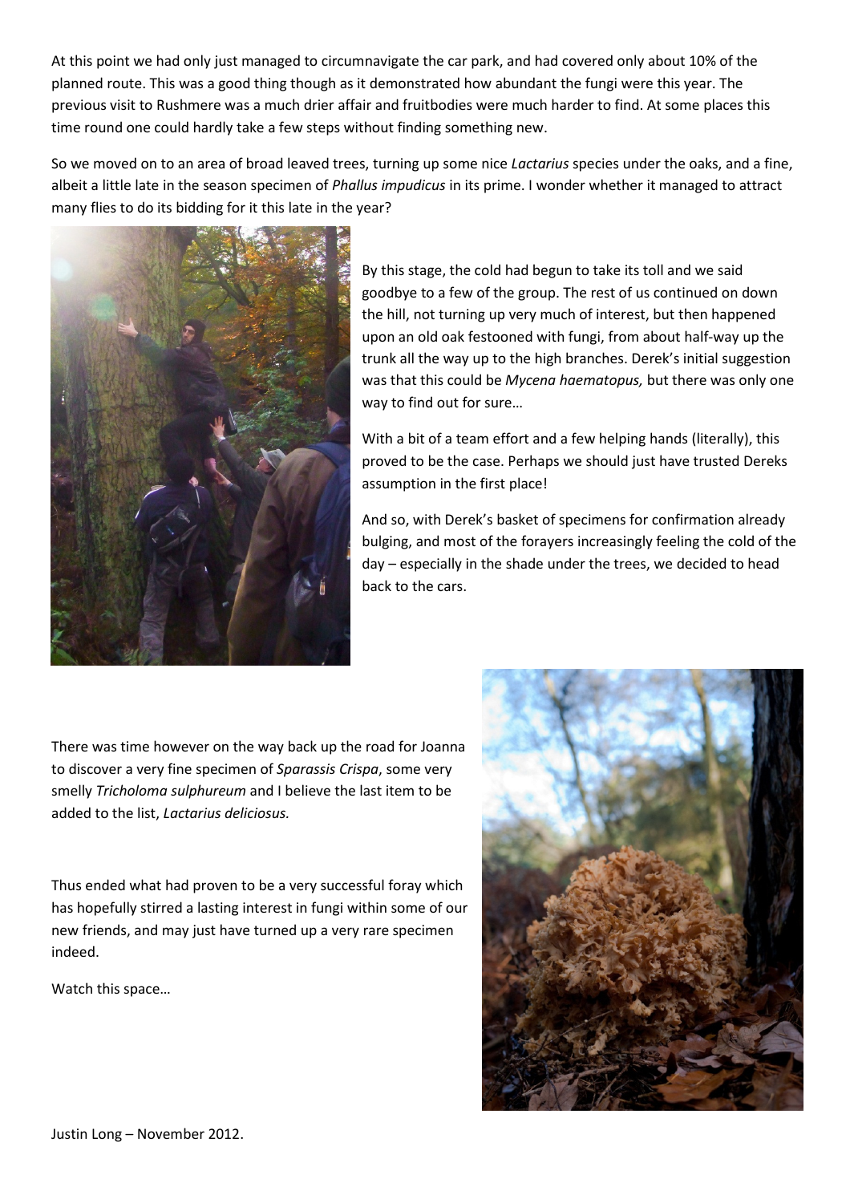At this point we had only just managed to circumnavigate the car park, and had covered only about 10% of the planned route. This was a good thing though as it demonstrated how abundant the fungi were this year. The previous visit to Rushmere was a much drier affair and fruitbodies were much harder to find. At some places this time round one could hardly take a few steps without finding something new.

So we moved on to an area of broad leaved trees, turning up some nice *Lactarius* species under the oaks, and a fine, albeit a little late in the season specimen of *Phallus impudicus* in its prime. I wonder whether it managed to attract many flies to do its bidding for it this late in the year?

By this stage, the cold had begun to take its toll and we said goodbye to a few of the group. The rest of us continued on down the hill, not turning up very much of interest, but then happened upon an old oak festooned with fungi, from about half-way up the trunk all the way up to the high branches. Derek's initial suggestion was that this could be *Mycena haematopus,* but there was only one way to find out for sure…

With a bit of a team effort and a few helping hands (literally), this proved to be the case. Perhaps we should just have trusted Dereks assumption in the first place!

And so, with Derek's basket of specimens for confirmation already bulging, and most of the forayers increasingly feeling the cold of the day – especially in the shade under the trees, we decided to head back to the cars.

There was time however on the way back up the road for Joanna to discover a very fine specimen of *Sparassis Crispa*, some very smelly *Tricholoma sulphureum* and I believe the last item to be added to the list, *Lactarius deliciosus.*

Thus ended what had proven to be a very successful foray which has hopefully stirred a lasting interest in fungi within some of our new friends, and may just have turned up a very rare specimen indeed.

Watch this space…

Justin Long – November 2012.